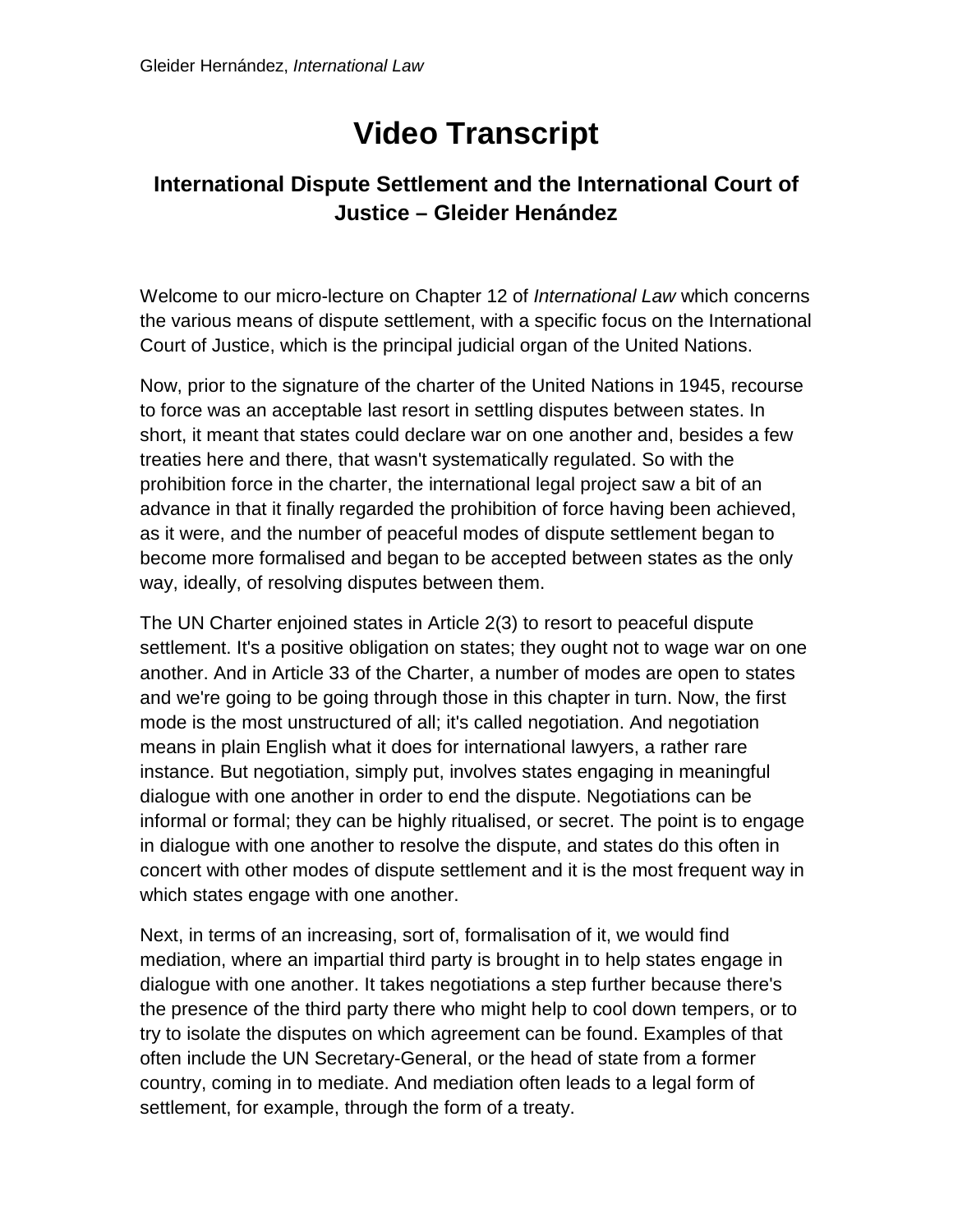# Video Transcript

## International Dispute Settlement and the International Court of Justice – Gleider Henández

Welcome to our micro-lecture on Chapter 12 of *International Law* which concerns the various means of dispute settlement, with a specific focus on the International Court of Justice, which is the principal judicial organ of the United Nations.

Now, prior to the signature of the charter of the United Nations in 1945, recourse to force was an acceptable last resort in settling disputes between states. In short, it meant that states could declare war on one another and, besides a few treaties here and there, that wasn't systematically regulated. So with the prohibition force in the charter, the international legal project saw a bit of an advance in that it finally regarded the prohibition of force having been achieved, as it were, and the number of peaceful modes of dispute settlement began to become more formalised and began to be accepted between states as the only way, ideally, of resolving disputes between them.

The UN Charter enjoined states in Article 2(3) to resort to peaceful dispute settlement. It's a positive obligation on states; they ought not to wage war on one another. And in Article 33 of the Charter, a number of modes are open to states and we're going to be going through those in this chapter in turn. Now, the first mode is the most unstructured of all; it's called negotiation. And negotiation means in plain English what it does for international lawyers, a rather rare instance. But negotiation, simply put, involves states engaging in meaningful dialogue with one another in order to end the dispute. Negotiations can be informal or formal; they can be highly ritualised, or secret. The point is to engage in dialogue with one another to resolve the dispute, and states do this often in concert with other modes of dispute settlement and it is the most frequent way in which states engage with one another.

Next, in terms of an increasing, sort of, formalisation of it, we would find mediation, where an impartial third party is brought in to help states engage in dialogue with one another. It takes negotiations a step further because there's the presence of the third party there who might help to cool down tempers, or to try to isolate the disputes on which agreement can be found. Examples of that often include the UN Secretary-General, or the head of state from a former country, coming in to mediate. And mediation often leads to a legal form of settlement, for example, through the form of a treaty.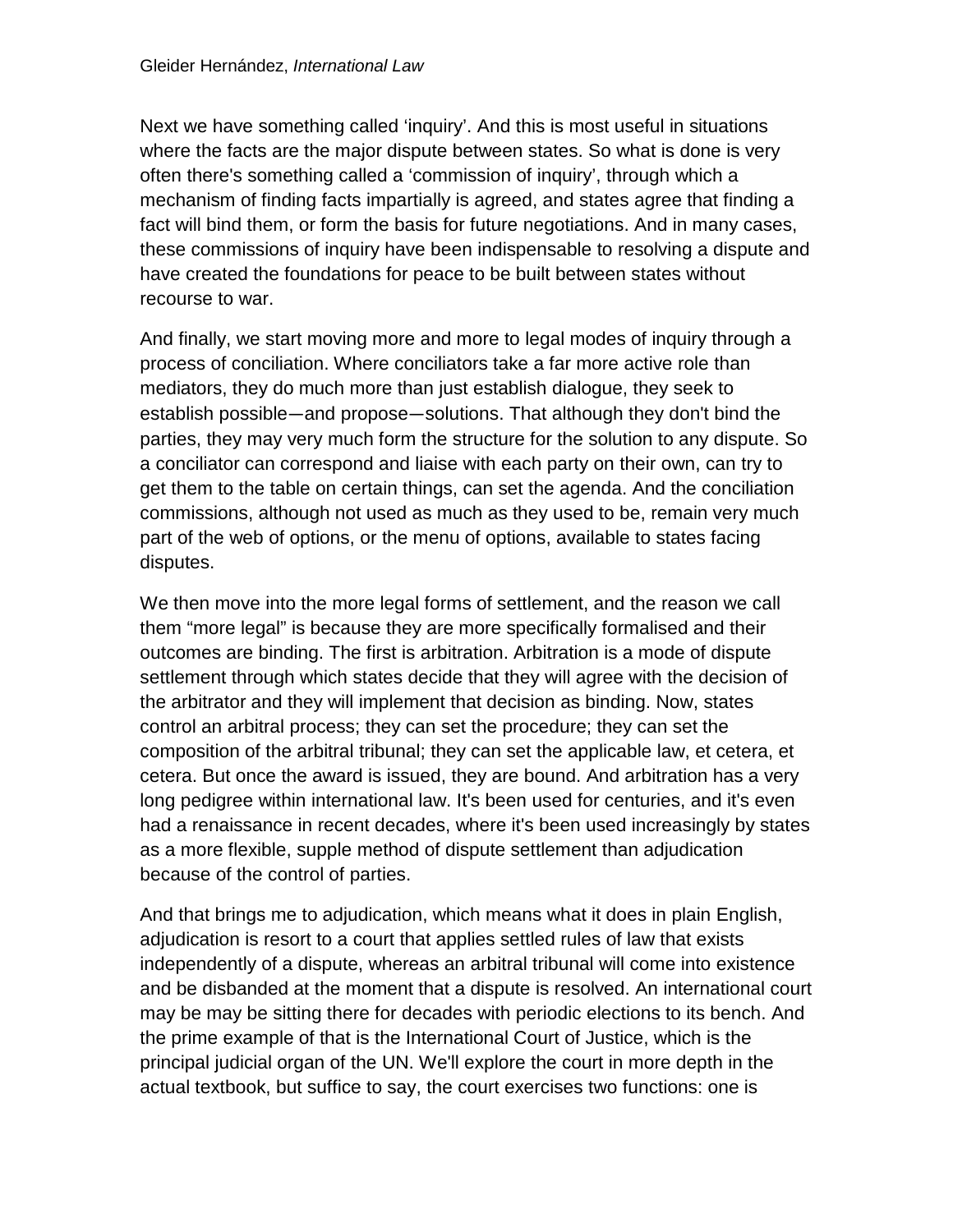Next we have something called 'inquiry'. And this is most useful in situations where the facts are the major dispute between states. So what is done is very often there's something called a 'commission of inquiry', through which a mechanism of finding facts impartially is agreed, and states agree that finding a fact will bind them, or form the basis for future negotiations. And in many cases, these commissions of inquiry have been indispensable to resolving a dispute and have created the foundations for peace to be built between states without recourse to war.

And finally, we start moving more and more to legal modes of inquiry through a process of conciliation. Where conciliators take a far more active role than mediators, they do much more than just establish dialogue, they seek to establish possible—and propose—solutions. That although they don't bind the parties, they may very much form the structure for the solution to any dispute. So a conciliator can correspond and liaise with each party on their own, can try to get them to the table on certain things, can set the agenda. And the conciliation commissions, although not used as much as they used to be, remain very much part of the web of options, or the menu of options, available to states facing disputes.

We then move into the more legal forms of settlement, and the reason we call them "more legal" is because they are more specifically formalised and their outcomes are binding. The first is arbitration. Arbitration is a mode of dispute settlement through which states decide that they will agree with the decision of the arbitrator and they will implement that decision as binding. Now, states control an arbitral process; they can set the procedure; they can set the composition of the arbitral tribunal; they can set the applicable law, et cetera, et cetera. But once the award is issued, they are bound. And arbitration has a very long pedigree within international law. It's been used for centuries, and it's even had a renaissance in recent decades, where it's been used increasingly by states as a more flexible, supple method of dispute settlement than adjudication because of the control of parties.

And that brings me to adjudication, which means what it does in plain English, adjudication is resort to a court that applies settled rules of law that exists independently of a dispute, whereas an arbitral tribunal will come into existence and be disbanded at the moment that a dispute is resolved. An international court may be may be sitting there for decades with periodic elections to its bench. And the prime example of that is the International Court of Justice, which is the principal judicial organ of the UN. We'll explore the court in more depth in the actual textbook, but suffice to say, the court exercises two functions: one is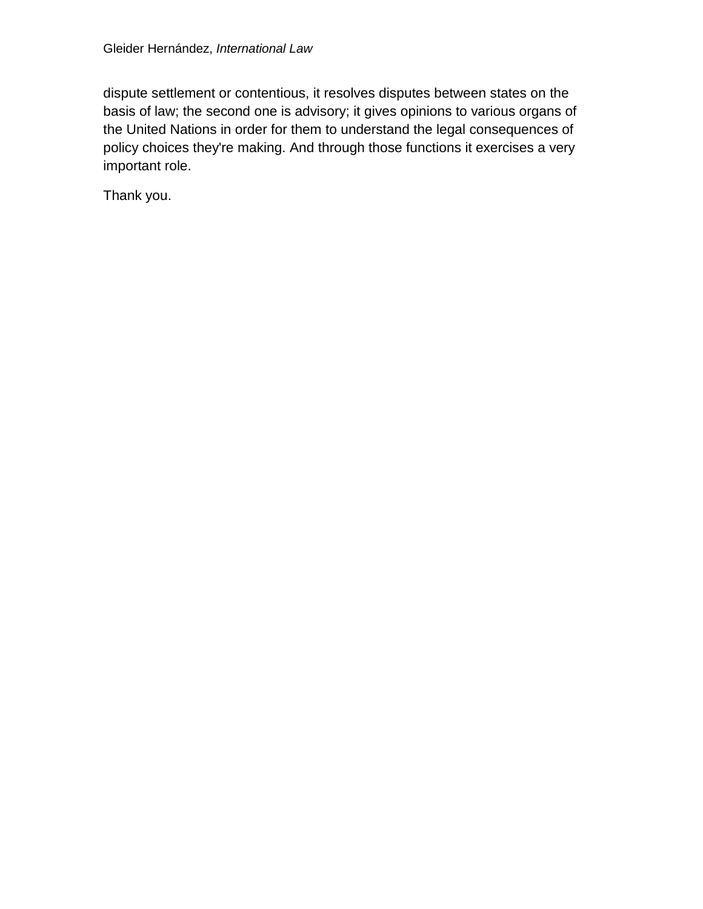dispute settlement or contentious, it resolves disputes between states on the basis of law; the second one is advisory; it gives opinions to various organs of the United Nations in order for them to understand the legal consequences of policy choices they're making. And through those functions it exercises a very important role.

Thank you.